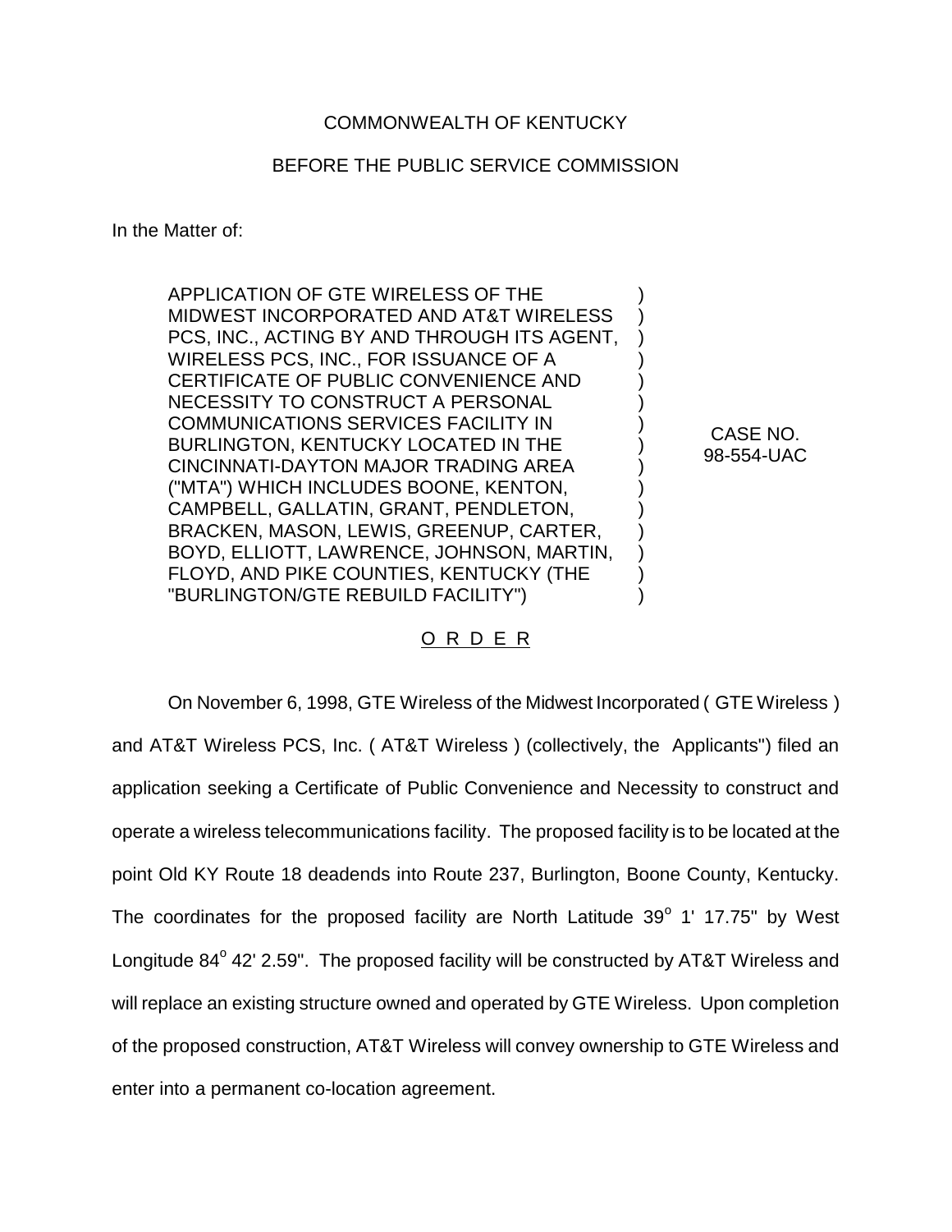COMMONWEALTH OF KENTUCKY

BEFORE THE PUBLIC SERVICE COMMISSION

In the Matter of:

| | | |
|---|---|---|
| APPLICATION OF GTE WIRELESS OF THE MIDWEST INCORPORATED AND AT&T WIRELESS PCS, INC., ACTING BY AND THROUGH ITS AGENT, WIRELESS PCS, INC., FOR ISSUANCE OF A CERTIFICATE OF PUBLIC CONVENIENCE AND NECESSITY TO CONSTRUCT A PERSONAL COMMUNICATIONS SERVICES FACILITY IN BURLINGTON, KENTUCKY LOCATED IN THE CINCINNATI-DAYTON MAJOR TRADING AREA ("MTA") WHICH INCLUDES BOONE, KENTON, CAMPBELL, GALLATIN, GRANT, PENDLETON, BRACKEN, MASON, LEWIS, GREENUP, CARTER, BOYD, ELLIOTT, LAWRENCE, JOHNSON, MARTIN, FLOYD, AND PIKE COUNTIES, KENTUCKY (THE "BURLINGTON/GTE REBUILD FACILITY") | ) | CASE NO. 98-554-UAC |

O R D E R

On November 6, 1998, GTE Wireless of the Midwest Incorporated ( GTE Wireless ) and AT&T Wireless PCS, Inc. ( AT&T Wireless ) (collectively, the Applicants") filed an application seeking a Certificate of Public Convenience and Necessity to construct and operate a wireless telecommunications facility. The proposed facility is to be located at the point Old KY Route 18 deadends into Route 237, Burlington, Boone County, Kentucky. The coordinates for the proposed facility are North Latitude 39° 1' 17.75" by West Longitude 84° 42' 2.59". The proposed facility will be constructed by AT&T Wireless and will replace an existing structure owned and operated by GTE Wireless. Upon completion of the proposed construction, AT&T Wireless will convey ownership to GTE Wireless and enter into a permanent co-location agreement.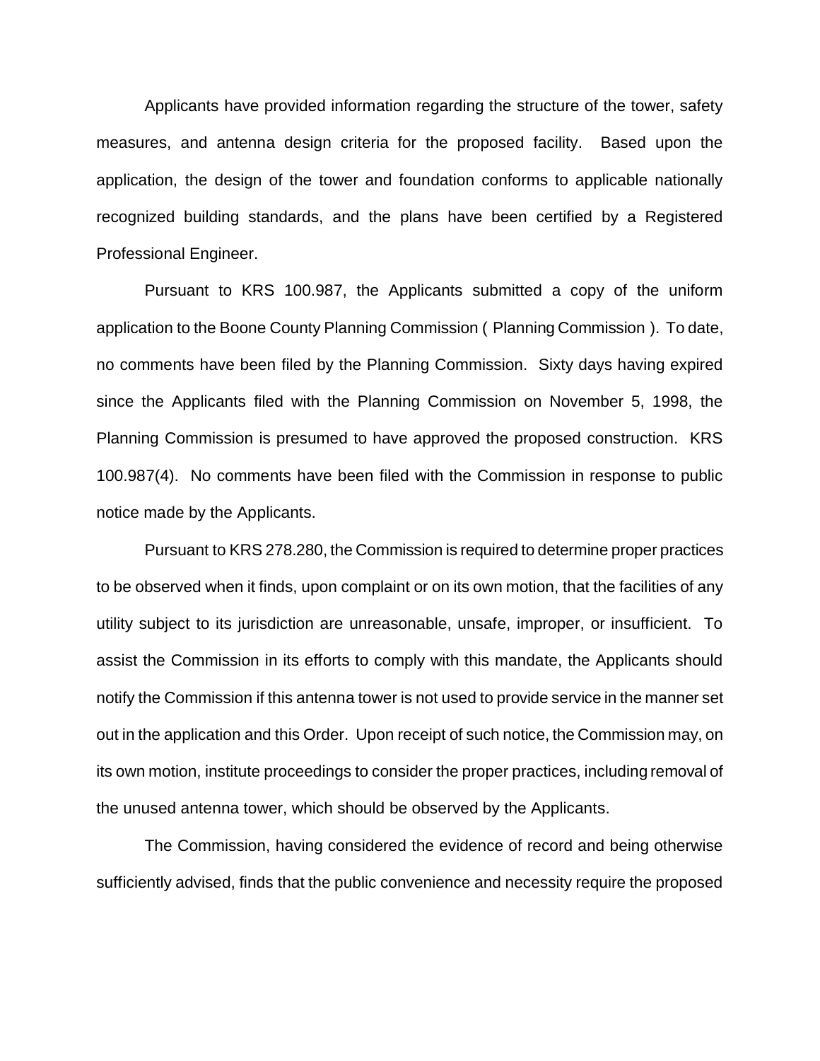Applicants have provided information regarding the structure of the tower, safety measures, and antenna design criteria for the proposed facility. Based upon the application, the design of the tower and foundation conforms to applicable nationally recognized building standards, and the plans have been certified by a Registered Professional Engineer.

Pursuant to KRS 100.987, the Applicants submitted a copy of the uniform application to the Boone County Planning Commission ( Planning Commission ). To date, no comments have been filed by the Planning Commission. Sixty days having expired since the Applicants filed with the Planning Commission on November 5, 1998, the Planning Commission is presumed to have approved the proposed construction. KRS 100.987(4). No comments have been filed with the Commission in response to public notice made by the Applicants.

Pursuant to KRS 278.280, the Commission is required to determine proper practices to be observed when it finds, upon complaint or on its own motion, that the facilities of any utility subject to its jurisdiction are unreasonable, unsafe, improper, or insufficient. To assist the Commission in its efforts to comply with this mandate, the Applicants should notify the Commission if this antenna tower is not used to provide service in the manner set out in the application and this Order. Upon receipt of such notice, the Commission may, on its own motion, institute proceedings to consider the proper practices, including removal of the unused antenna tower, which should be observed by the Applicants.

The Commission, having considered the evidence of record and being otherwise sufficiently advised, finds that the public convenience and necessity require the proposed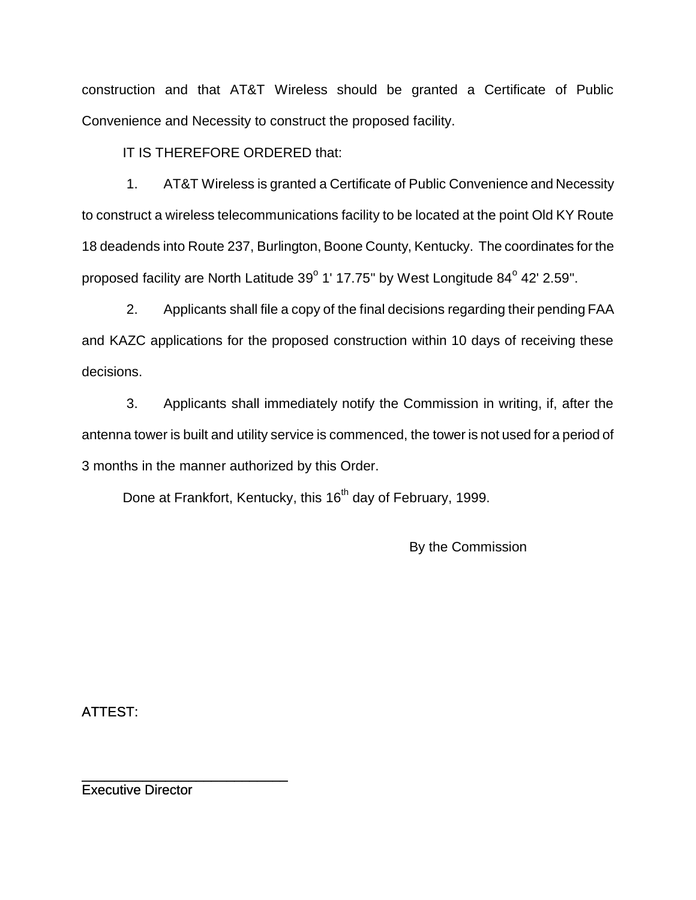construction and that AT&T Wireless should be granted a Certificate of Public Convenience and Necessity to construct the proposed facility.

IT IS THEREFORE ORDERED that:

1. AT&T Wireless is granted a Certificate of Public Convenience and Necessity to construct a wireless telecommunications facility to be located at the point Old KY Route 18 deadends into Route 237, Burlington, Boone County, Kentucky. The coordinates for the proposed facility are North Latitude 39$^{o}$ 1' 17.75" by West Longitude 84$^{o}$ 42' 2.59".

2. Applicants shall file a copy of the final decisions regarding their pending FAA and KAZC applications for the proposed construction within 10 days of receiving these decisions.

3. Applicants shall immediately notify the Commission in writing, if, after the antenna tower is built and utility service is commenced, the tower is not used for a period of 3 months in the manner authorized by this Order.

Done at Frankfort, Kentucky, this 16th day of February, 1999.

By the Commission

ATTEST:

\_\_\_\_\_\_\_\_\_\_\_\_\_\_\_\_\_\_\_\_\_\_\_\_\_\_\_\_

Executive Director